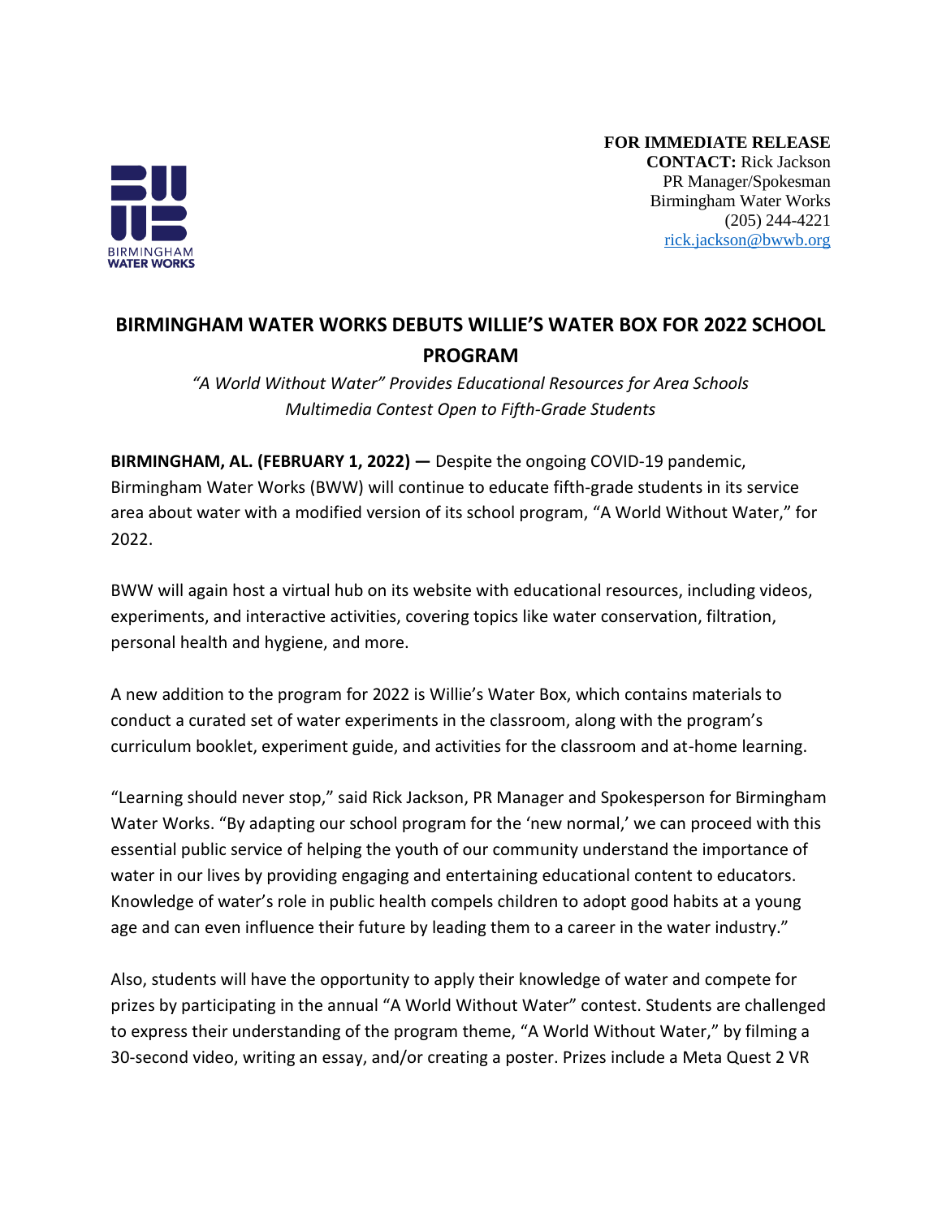BIRMINGHAM WATER WORKS

**FOR IMMEDIATE RELEASE**
**CONTACT:** Rick Jackson
PR Manager/Spokesman
Birmingham Water Works
(205) 244-4221
rick.jackson@bwwb.org

# BIRMINGHAM WATER WORKS DEBUTS WILLIE'S WATER BOX FOR 2022 SCHOOL PROGRAM

*"A World Without Water" Provides Educational Resources for Area Schools*
*Multimedia Contest Open to Fifth-Grade Students*

**BIRMINGHAM, AL. (FEBRUARY 1, 2022) —** Despite the ongoing COVID-19 pandemic, Birmingham Water Works (BWW) will continue to educate fifth-grade students in its service area about water with a modified version of its school program, "A World Without Water," for 2022.

BWW will again host a virtual hub on its website with educational resources, including videos, experiments, and interactive activities, covering topics like water conservation, filtration, personal health and hygiene, and more.

A new addition to the program for 2022 is Willie's Water Box, which contains materials to conduct a curated set of water experiments in the classroom, along with the program's curriculum booklet, experiment guide, and activities for the classroom and at-home learning.

"Learning should never stop," said Rick Jackson, PR Manager and Spokesperson for Birmingham Water Works. "By adapting our school program for the 'new normal,' we can proceed with this essential public service of helping the youth of our community understand the importance of water in our lives by providing engaging and entertaining educational content to educators. Knowledge of water's role in public health compels children to adopt good habits at a young age and can even influence their future by leading them to a career in the water industry."

Also, students will have the opportunity to apply their knowledge of water and compete for prizes by participating in the annual "A World Without Water" contest. Students are challenged to express their understanding of the program theme, "A World Without Water," by filming a 30-second video, writing an essay, and/or creating a poster. Prizes include a Meta Quest 2 VR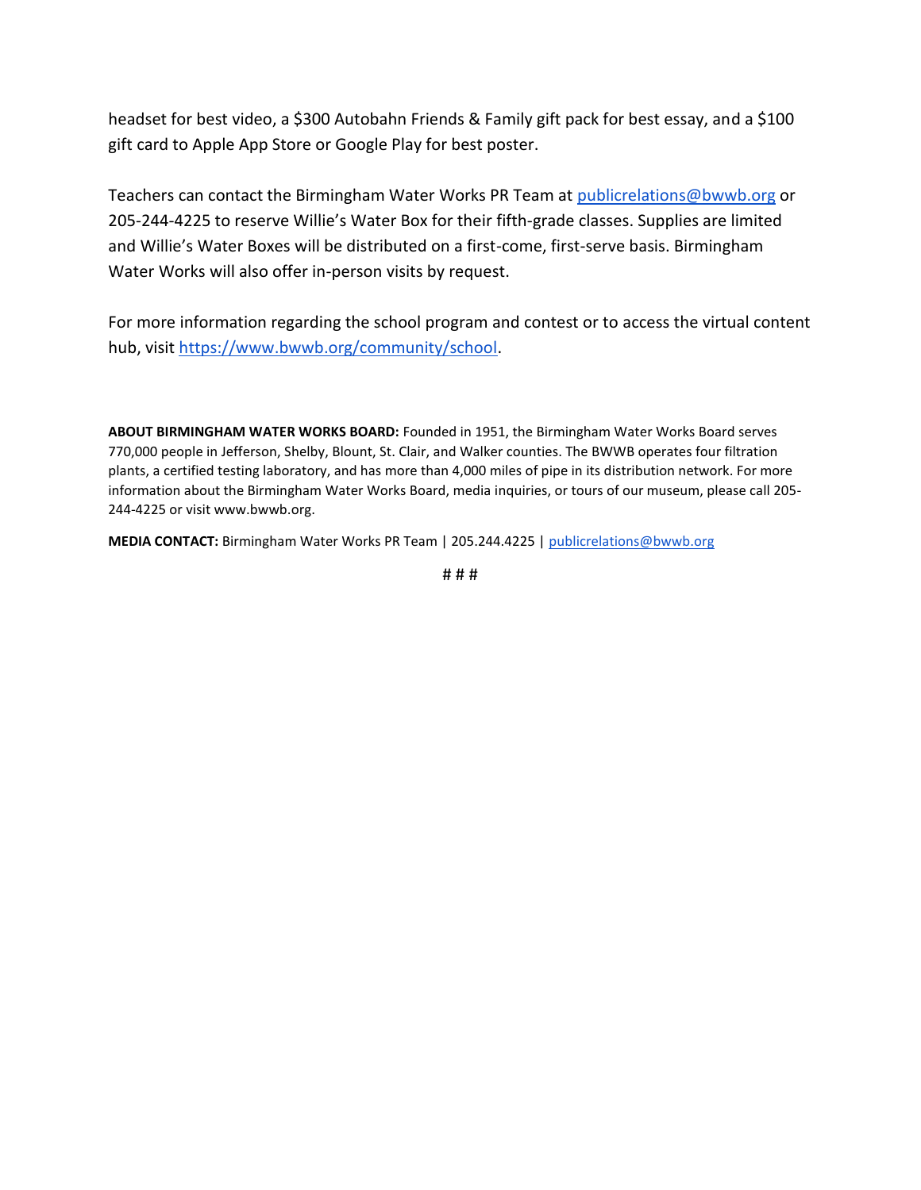headset for best video, a $300 Autobahn Friends & Family gift pack for best essay, and a $100 gift card to Apple App Store or Google Play for best poster.

Teachers can contact the Birmingham Water Works PR Team at publicrelations@bwwb.org or 205-244-4225 to reserve Willie's Water Box for their fifth-grade classes. Supplies are limited and Willie's Water Boxes will be distributed on a first-come, first-serve basis. Birmingham Water Works will also offer in-person visits by request.

For more information regarding the school program and contest or to access the virtual content hub, visit https://www.bwwb.org/community/school.

**ABOUT BIRMINGHAM WATER WORKS BOARD:** Founded in 1951, the Birmingham Water Works Board serves 770,000 people in Jefferson, Shelby, Blount, St. Clair, and Walker counties. The BWWB operates four filtration plants, a certified testing laboratory, and has more than 4,000 miles of pipe in its distribution network. For more information about the Birmingham Water Works Board, media inquiries, or tours of our museum, please call 205-244-4225 or visit www.bwwb.org.

**MEDIA CONTACT:** Birmingham Water Works PR Team | 205.244.4225 | publicrelations@bwwb.org

# # #